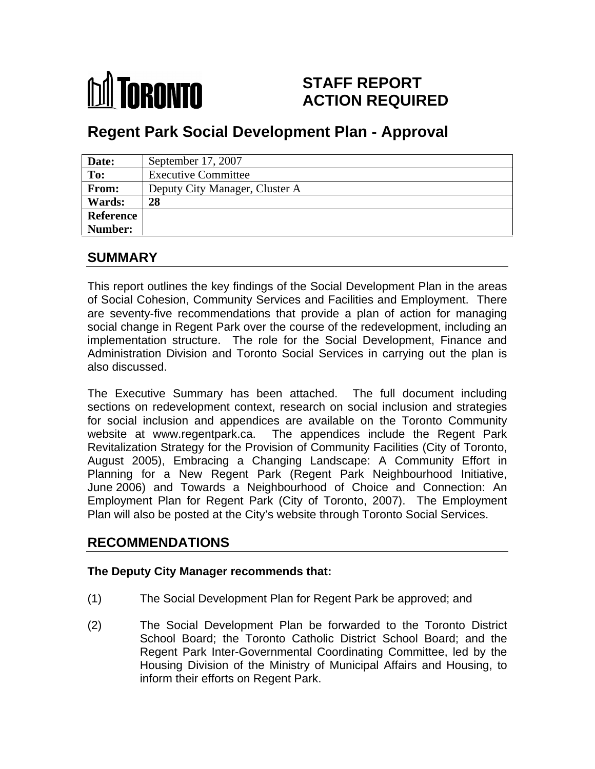**TORONTO**

# STAFF REPORT ACTION REQUIRED

# Regent Park Social Development Plan - Approval

| Date: | September 17, 2007 |
|---|---|
| To: | Executive Committee |
| From: | Deputy City Manager, Cluster A |
| Wards: | 28 |
| Reference Number: | |

## SUMMARY

This report outlines the key findings of the Social Development Plan in the areas of Social Cohesion, Community Services and Facilities and Employment. There are seventy-five recommendations that provide a plan of action for managing social change in Regent Park over the course of the redevelopment, including an implementation structure. The role for the Social Development, Finance and Administration Division and Toronto Social Services in carrying out the plan is also discussed.

The Executive Summary has been attached. The full document including sections on redevelopment context, research on social inclusion and strategies for social inclusion and appendices are available on the Toronto Community website at www.regentpark.ca. The appendices include the Regent Park Revitalization Strategy for the Provision of Community Facilities (City of Toronto, August 2005), Embracing a Changing Landscape: A Community Effort in Planning for a New Regent Park (Regent Park Neighbourhood Initiative, June 2006) and Towards a Neighbourhood of Choice and Connection: An Employment Plan for Regent Park (City of Toronto, 2007). The Employment Plan will also be posted at the City's website through Toronto Social Services.

## RECOMMENDATIONS

**The Deputy City Manager recommends that:**

(1) The Social Development Plan for Regent Park be approved; and

(2) The Social Development Plan be forwarded to the Toronto District School Board; the Toronto Catholic District School Board; and the Regent Park Inter-Governmental Coordinating Committee, led by the Housing Division of the Ministry of Municipal Affairs and Housing, to inform their efforts on Regent Park.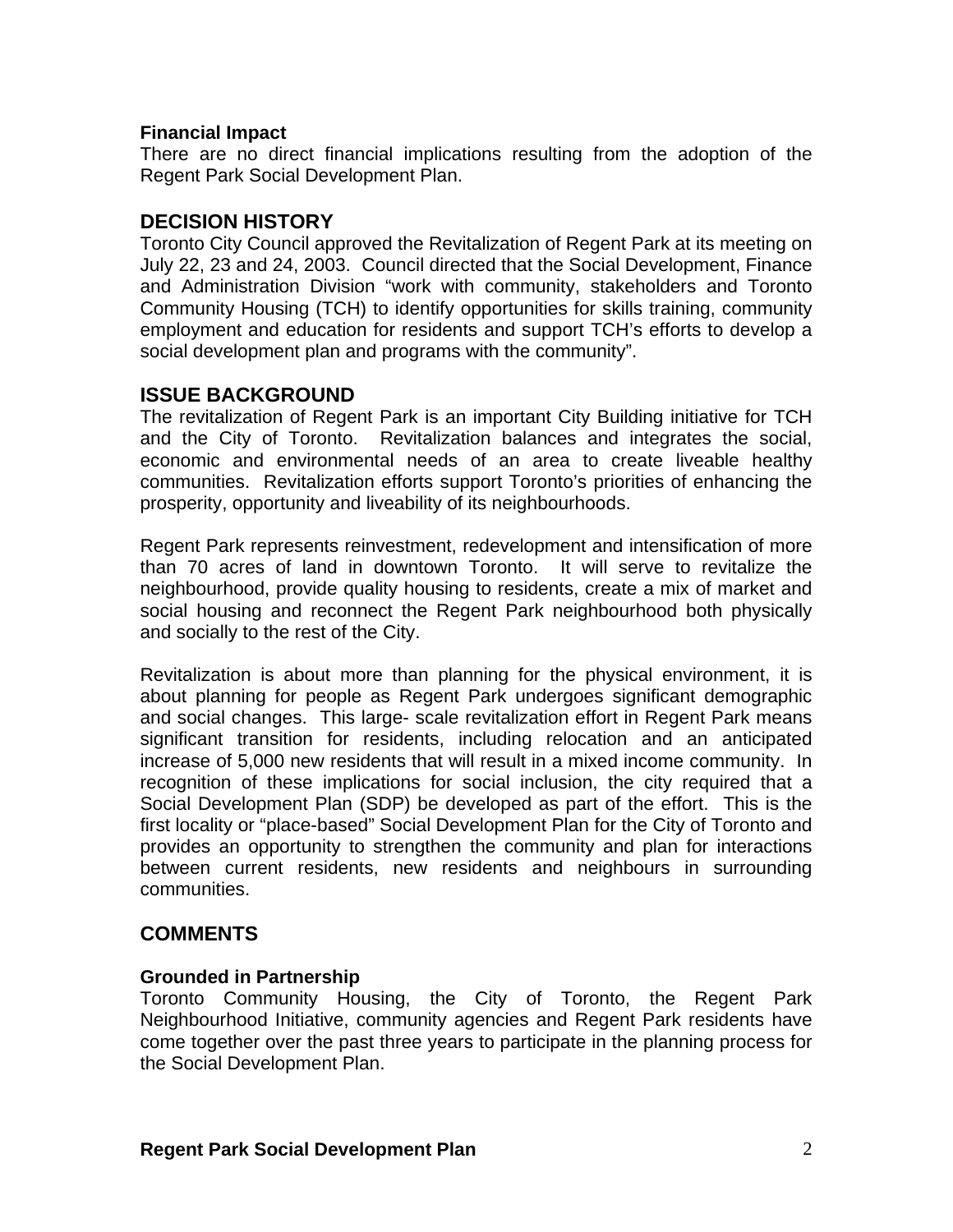**Financial Impact**

There are no direct financial implications resulting from the adoption of the Regent Park Social Development Plan.

## DECISION HISTORY

Toronto City Council approved the Revitalization of Regent Park at its meeting on July 22, 23 and 24, 2003. Council directed that the Social Development, Finance and Administration Division "work with community, stakeholders and Toronto Community Housing (TCH) to identify opportunities for skills training, community employment and education for residents and support TCH's efforts to develop a social development plan and programs with the community".

## ISSUE BACKGROUND

The revitalization of Regent Park is an important City Building initiative for TCH and the City of Toronto. Revitalization balances and integrates the social, economic and environmental needs of an area to create liveable healthy communities. Revitalization efforts support Toronto's priorities of enhancing the prosperity, opportunity and liveability of its neighbourhoods.

Regent Park represents reinvestment, redevelopment and intensification of more than 70 acres of land in downtown Toronto. It will serve to revitalize the neighbourhood, provide quality housing to residents, create a mix of market and social housing and reconnect the Regent Park neighbourhood both physically and socially to the rest of the City.

Revitalization is about more than planning for the physical environment, it is about planning for people as Regent Park undergoes significant demographic and social changes. This large- scale revitalization effort in Regent Park means significant transition for residents, including relocation and an anticipated increase of 5,000 new residents that will result in a mixed income community. In recognition of these implications for social inclusion, the city required that a Social Development Plan (SDP) be developed as part of the effort. This is the first locality or "place-based" Social Development Plan for the City of Toronto and provides an opportunity to strengthen the community and plan for interactions between current residents, new residents and neighbours in surrounding communities.

## COMMENTS

**Grounded in Partnership**

Toronto Community Housing, the City of Toronto, the Regent Park Neighbourhood Initiative, community agencies and Regent Park residents have come together over the past three years to participate in the planning process for the Social Development Plan.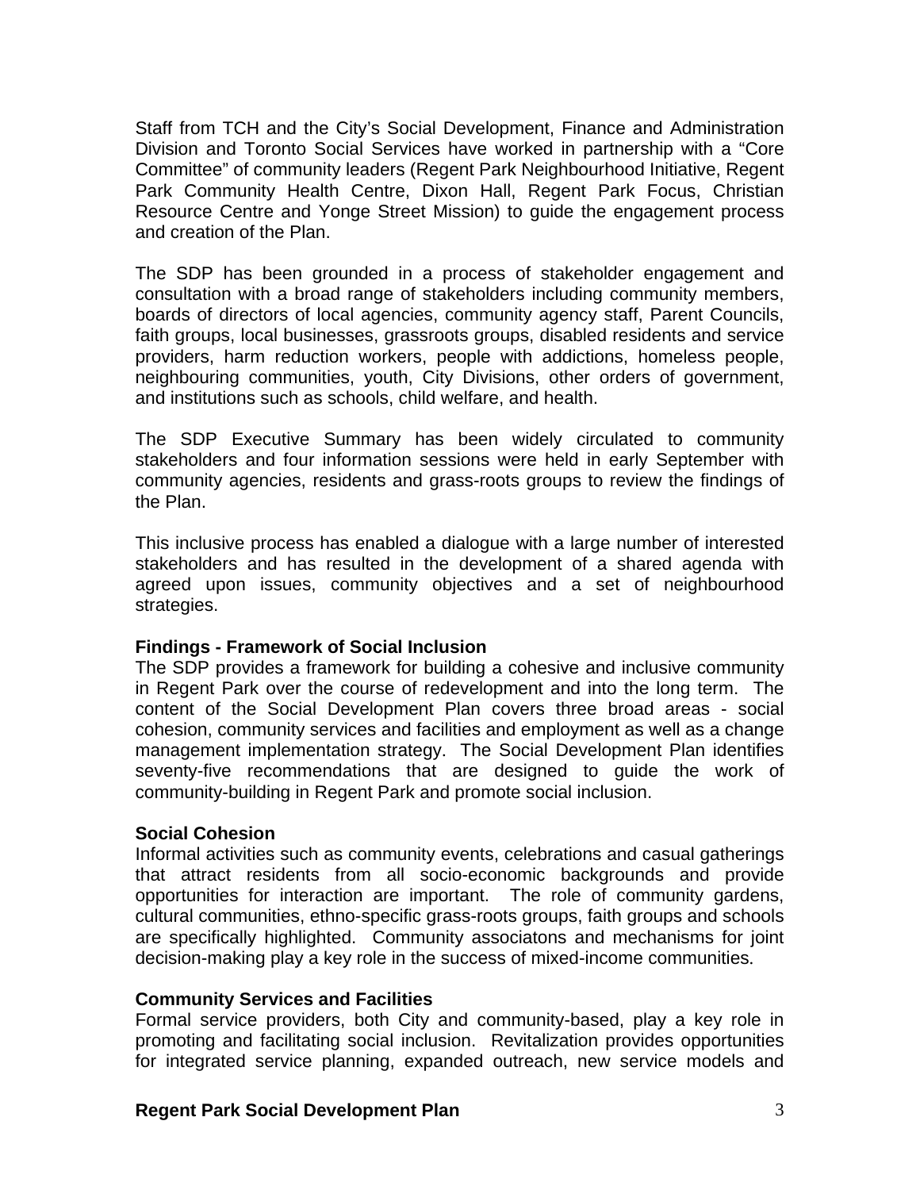Staff from TCH and the City's Social Development, Finance and Administration Division and Toronto Social Services have worked in partnership with a "Core Committee" of community leaders (Regent Park Neighbourhood Initiative, Regent Park Community Health Centre, Dixon Hall, Regent Park Focus, Christian Resource Centre and Yonge Street Mission) to guide the engagement process and creation of the Plan.

The SDP has been grounded in a process of stakeholder engagement and consultation with a broad range of stakeholders including community members, boards of directors of local agencies, community agency staff, Parent Councils, faith groups, local businesses, grassroots groups, disabled residents and service providers, harm reduction workers, people with addictions, homeless people, neighbouring communities, youth, City Divisions, other orders of government, and institutions such as schools, child welfare, and health.

The SDP Executive Summary has been widely circulated to community stakeholders and four information sessions were held in early September with community agencies, residents and grass-roots groups to review the findings of the Plan.

This inclusive process has enabled a dialogue with a large number of interested stakeholders and has resulted in the development of a shared agenda with agreed upon issues, community objectives and a set of neighbourhood strategies.

**Findings - Framework of Social Inclusion**

The SDP provides a framework for building a cohesive and inclusive community in Regent Park over the course of redevelopment and into the long term. The content of the Social Development Plan covers three broad areas - social cohesion, community services and facilities and employment as well as a change management implementation strategy. The Social Development Plan identifies seventy-five recommendations that are designed to guide the work of community-building in Regent Park and promote social inclusion.

**Social Cohesion**

Informal activities such as community events, celebrations and casual gatherings that attract residents from all socio-economic backgrounds and provide opportunities for interaction are important. The role of community gardens, cultural communities, ethno-specific grass-roots groups, faith groups and schools are specifically highlighted. Community associatons and mechanisms for joint decision-making play a key role in the success of mixed-income communities.

**Community Services and Facilities**

Formal service providers, both City and community-based, play a key role in promoting and facilitating social inclusion. Revitalization provides opportunities for integrated service planning, expanded outreach, new service models and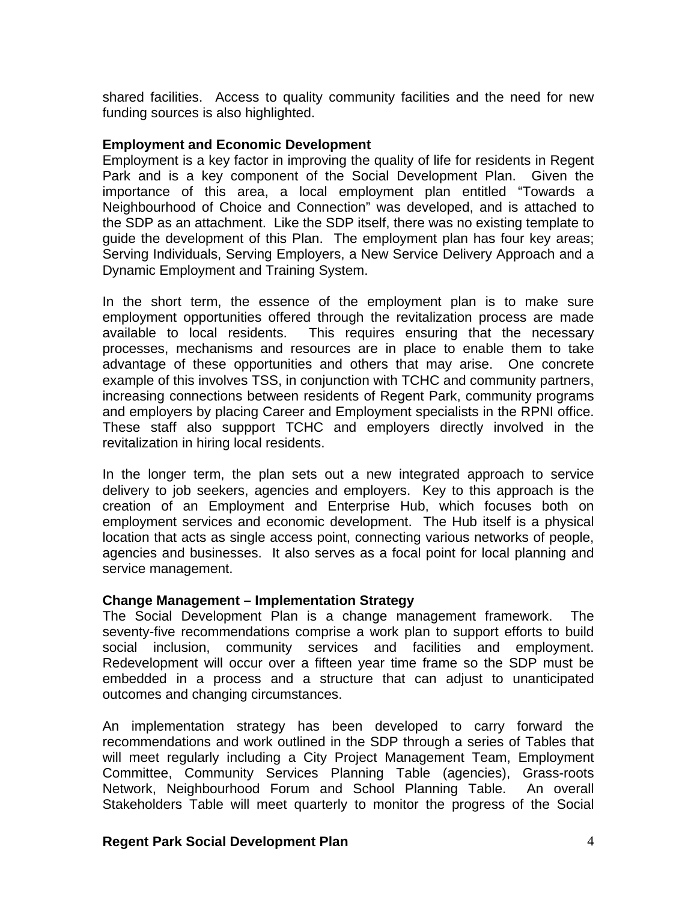shared facilities. Access to quality community facilities and the need for new funding sources is also highlighted.

**Employment and Economic Development**

Employment is a key factor in improving the quality of life for residents in Regent Park and is a key component of the Social Development Plan. Given the importance of this area, a local employment plan entitled "Towards a Neighbourhood of Choice and Connection" was developed, and is attached to the SDP as an attachment. Like the SDP itself, there was no existing template to guide the development of this Plan. The employment plan has four key areas; Serving Individuals, Serving Employers, a New Service Delivery Approach and a Dynamic Employment and Training System.

In the short term, the essence of the employment plan is to make sure employment opportunities offered through the revitalization process are made available to local residents. This requires ensuring that the necessary processes, mechanisms and resources are in place to enable them to take advantage of these opportunities and others that may arise. One concrete example of this involves TSS, in conjunction with TCHC and community partners, increasing connections between residents of Regent Park, community programs and employers by placing Career and Employment specialists in the RPNI office. These staff also suppport TCHC and employers directly involved in the revitalization in hiring local residents.

In the longer term, the plan sets out a new integrated approach to service delivery to job seekers, agencies and employers. Key to this approach is the creation of an Employment and Enterprise Hub, which focuses both on employment services and economic development. The Hub itself is a physical location that acts as single access point, connecting various networks of people, agencies and businesses. It also serves as a focal point for local planning and service management.

**Change Management – Implementation Strategy**

The Social Development Plan is a change management framework. The seventy-five recommendations comprise a work plan to support efforts to build social inclusion, community services and facilities and employment. Redevelopment will occur over a fifteen year time frame so the SDP must be embedded in a process and a structure that can adjust to unanticipated outcomes and changing circumstances.

An implementation strategy has been developed to carry forward the recommendations and work outlined in the SDP through a series of Tables that will meet regularly including a City Project Management Team, Employment Committee, Community Services Planning Table (agencies), Grass-roots Network, Neighbourhood Forum and School Planning Table. An overall Stakeholders Table will meet quarterly to monitor the progress of the Social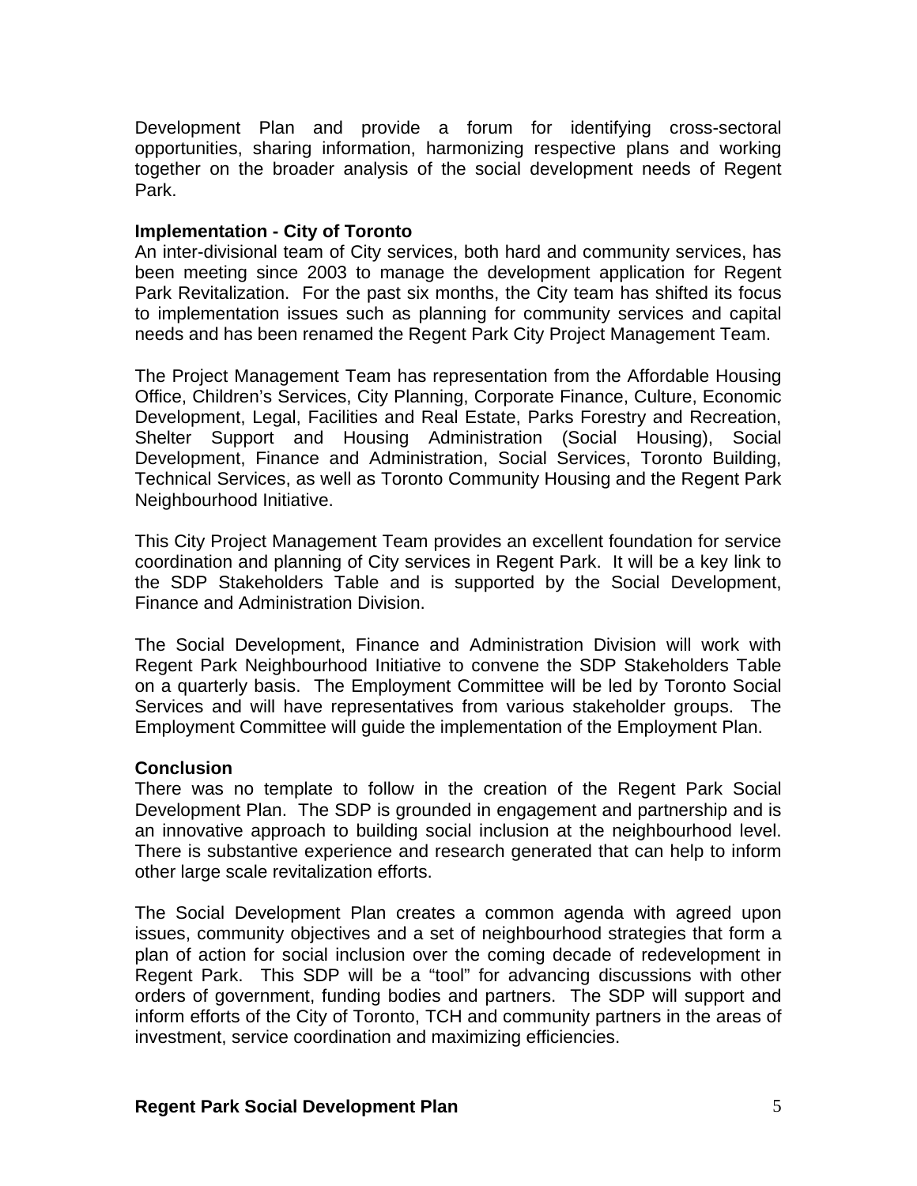Development Plan and provide a forum for identifying cross-sectoral opportunities, sharing information, harmonizing respective plans and working together on the broader analysis of the social development needs of Regent Park.

**Implementation - City of Toronto**

An inter-divisional team of City services, both hard and community services, has been meeting since 2003 to manage the development application for Regent Park Revitalization. For the past six months, the City team has shifted its focus to implementation issues such as planning for community services and capital needs and has been renamed the Regent Park City Project Management Team.

The Project Management Team has representation from the Affordable Housing Office, Children's Services, City Planning, Corporate Finance, Culture, Economic Development, Legal, Facilities and Real Estate, Parks Forestry and Recreation, Shelter Support and Housing Administration (Social Housing), Social Development, Finance and Administration, Social Services, Toronto Building, Technical Services, as well as Toronto Community Housing and the Regent Park Neighbourhood Initiative.

This City Project Management Team provides an excellent foundation for service coordination and planning of City services in Regent Park. It will be a key link to the SDP Stakeholders Table and is supported by the Social Development, Finance and Administration Division.

The Social Development, Finance and Administration Division will work with Regent Park Neighbourhood Initiative to convene the SDP Stakeholders Table on a quarterly basis. The Employment Committee will be led by Toronto Social Services and will have representatives from various stakeholder groups. The Employment Committee will guide the implementation of the Employment Plan.

**Conclusion**

There was no template to follow in the creation of the Regent Park Social Development Plan. The SDP is grounded in engagement and partnership and is an innovative approach to building social inclusion at the neighbourhood level. There is substantive experience and research generated that can help to inform other large scale revitalization efforts.

The Social Development Plan creates a common agenda with agreed upon issues, community objectives and a set of neighbourhood strategies that form a plan of action for social inclusion over the coming decade of redevelopment in Regent Park. This SDP will be a "tool" for advancing discussions with other orders of government, funding bodies and partners. The SDP will support and inform efforts of the City of Toronto, TCH and community partners in the areas of investment, service coordination and maximizing efficiencies.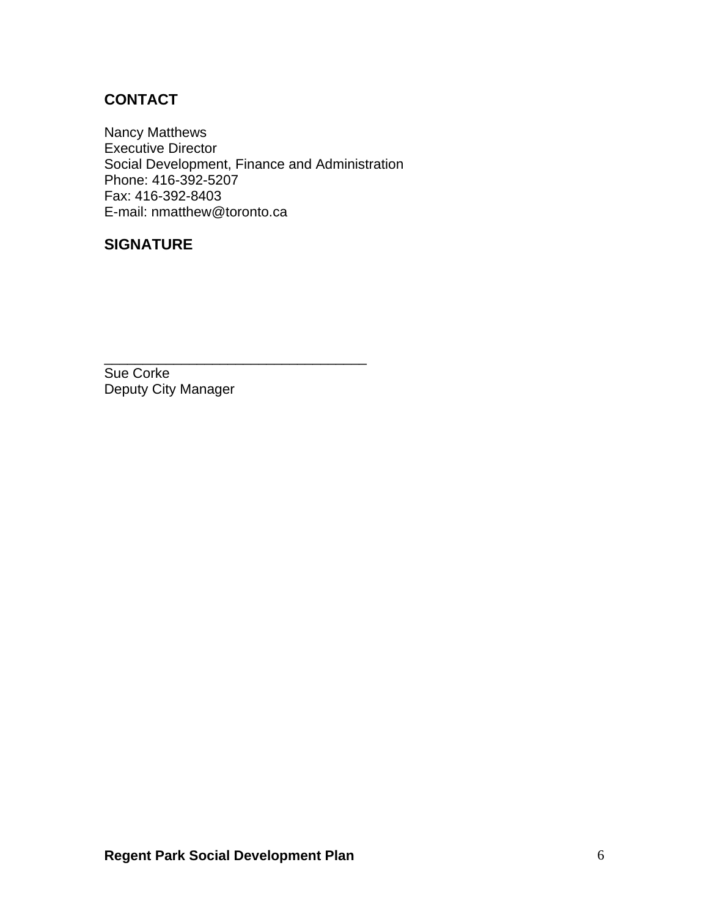## CONTACT

Nancy Matthews
Executive Director
Social Development, Finance and Administration
Phone: 416-392-5207
Fax: 416-392-8403
E-mail: nmatthew@toronto.ca

## SIGNATURE

_________________________________
Sue Corke
Deputy City Manager